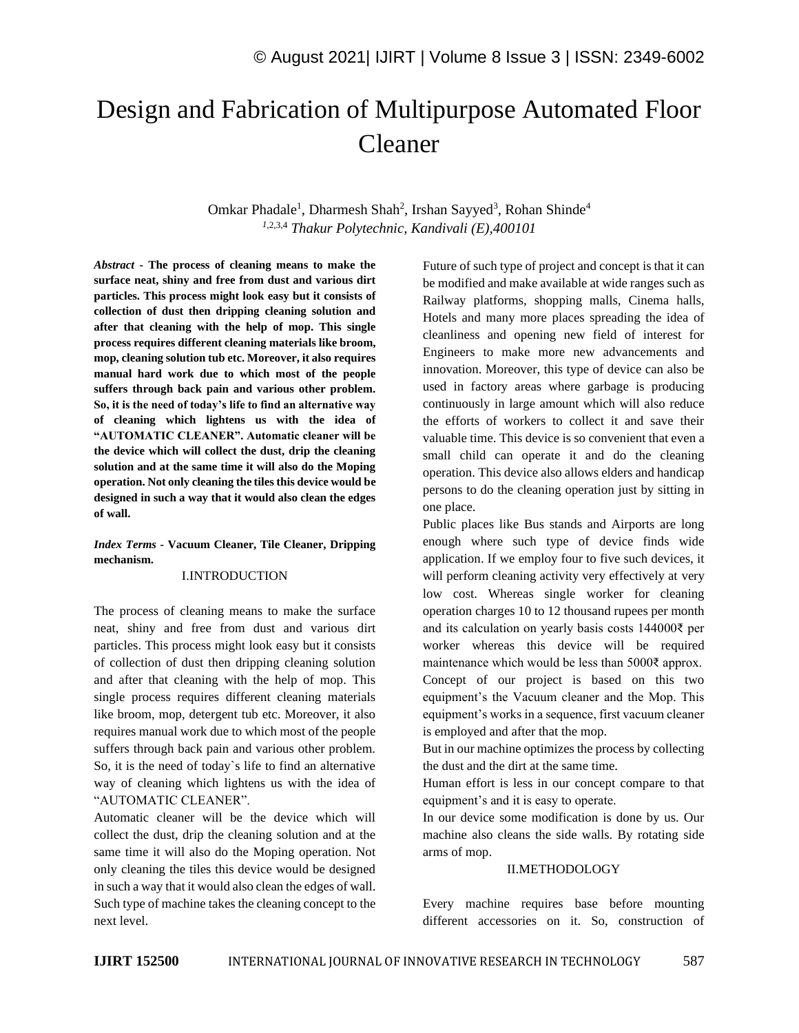# Design and Fabrication of Multipurpose Automated Floor Cleaner

Omkar Phadale[1], Dharmesh Shah[2], Irshan Sayyed[3], Rohan Shinde[4]

*[1,2,3,4] Thakur Polytechnic, Kandivali (E),400101*

***Abstract* - The process of cleaning means to make the surface neat, shiny and free from dust and various dirt particles. This process might look easy but it consists of collection of dust then dripping cleaning solution and after that cleaning with the help of mop. This single process requires different cleaning materials like broom, mop, cleaning solution tub etc. Moreover, it also requires manual hard work due to which most of the people suffers through back pain and various other problem. So, it is the need of today's life to find an alternative way of cleaning which lightens us with the idea of "AUTOMATIC CLEANER". Automatic cleaner will be the device which will collect the dust, drip the cleaning solution and at the same time it will also do the Moping operation. Not only cleaning the tiles this device would be designed in such a way that it would also clean the edges of wall.**

***Index Terms* - Vacuum Cleaner, Tile Cleaner, Dripping mechanism.**

## I.INTRODUCTION

The process of cleaning means to make the surface neat, shiny and free from dust and various dirt particles. This process might look easy but it consists of collection of dust then dripping cleaning solution and after that cleaning with the help of mop. This single process requires different cleaning materials like broom, mop, detergent tub etc. Moreover, it also requires manual work due to which most of the people suffers through back pain and various other problem. So, it is the need of today`s life to find an alternative way of cleaning which lightens us with the idea of "AUTOMATIC CLEANER".

Automatic cleaner will be the device which will collect the dust, drip the cleaning solution and at the same time it will also do the Moping operation. Not only cleaning the tiles this device would be designed in such a way that it would also clean the edges of wall. Such type of machine takes the cleaning concept to the next level.

Future of such type of project and concept is that it can be modified and make available at wide ranges such as Railway platforms, shopping malls, Cinema halls, Hotels and many more places spreading the idea of cleanliness and opening new field of interest for Engineers to make more new advancements and innovation. Moreover, this type of device can also be used in factory areas where garbage is producing continuously in large amount which will also reduce the efforts of workers to collect it and save their valuable time. This device is so convenient that even a small child can operate it and do the cleaning operation. This device also allows elders and handicap persons to do the cleaning operation just by sitting in one place.

Public places like Bus stands and Airports are long enough where such type of device finds wide application. If we employ four to five such devices, it will perform cleaning activity very effectively at very low cost. Whereas single worker for cleaning operation charges 10 to 12 thousand rupees per month and its calculation on yearly basis costs 144000₹ per worker whereas this device will be required maintenance which would be less than 5000₹ approx.

Concept of our project is based on this two equipment's the Vacuum cleaner and the Mop. This equipment's works in a sequence, first vacuum cleaner is employed and after that the mop.

But in our machine optimizes the process by collecting the dust and the dirt at the same time.

Human effort is less in our concept compare to that equipment's and it is easy to operate.

In our device some modification is done by us. Our machine also cleans the side walls. By rotating side arms of mop.

## II.METHODOLOGY

Every machine requires base before mounting different accessories on it. So, construction of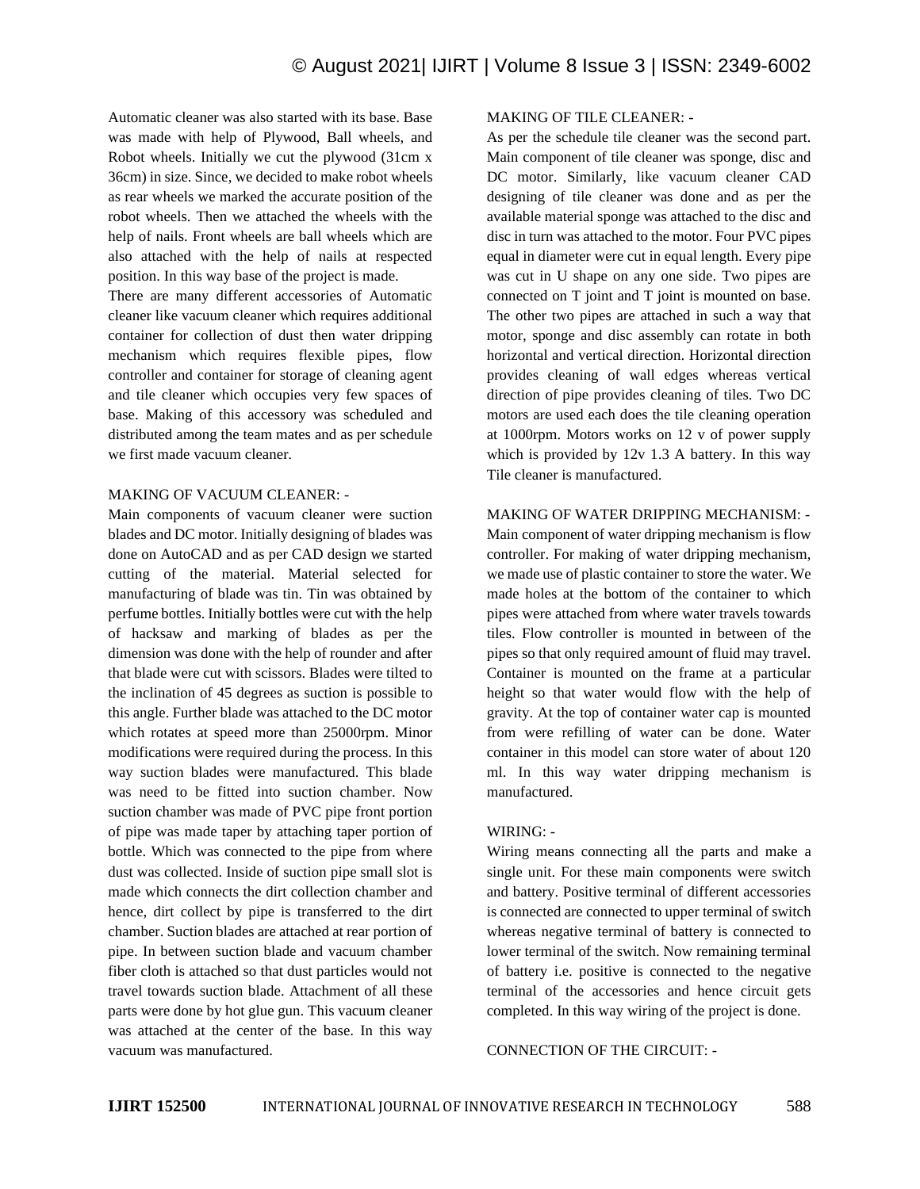Automatic cleaner was also started with its base. Base was made with help of Plywood, Ball wheels, and Robot wheels. Initially we cut the plywood (31cm x 36cm) in size. Since, we decided to make robot wheels as rear wheels we marked the accurate position of the robot wheels. Then we attached the wheels with the help of nails. Front wheels are ball wheels which are also attached with the help of nails at respected position. In this way base of the project is made.

There are many different accessories of Automatic cleaner like vacuum cleaner which requires additional container for collection of dust then water dripping mechanism which requires flexible pipes, flow controller and container for storage of cleaning agent and tile cleaner which occupies very few spaces of base. Making of this accessory was scheduled and distributed among the team mates and as per schedule we first made vacuum cleaner.

MAKING OF VACUUM CLEANER: -

Main components of vacuum cleaner were suction blades and DC motor. Initially designing of blades was done on AutoCAD and as per CAD design we started cutting of the material. Material selected for manufacturing of blade was tin. Tin was obtained by perfume bottles. Initially bottles were cut with the help of hacksaw and marking of blades as per the dimension was done with the help of rounder and after that blade were cut with scissors. Blades were tilted to the inclination of 45 degrees as suction is possible to this angle. Further blade was attached to the DC motor which rotates at speed more than 25000rpm. Minor modifications were required during the process. In this way suction blades were manufactured. This blade was need to be fitted into suction chamber. Now suction chamber was made of PVC pipe front portion of pipe was made taper by attaching taper portion of bottle. Which was connected to the pipe from where dust was collected. Inside of suction pipe small slot is made which connects the dirt collection chamber and hence, dirt collect by pipe is transferred to the dirt chamber. Suction blades are attached at rear portion of pipe. In between suction blade and vacuum chamber fiber cloth is attached so that dust particles would not travel towards suction blade. Attachment of all these parts were done by hot glue gun. This vacuum cleaner was attached at the center of the base. In this way vacuum was manufactured.

MAKING OF TILE CLEANER: -

As per the schedule tile cleaner was the second part. Main component of tile cleaner was sponge, disc and DC motor. Similarly, like vacuum cleaner CAD designing of tile cleaner was done and as per the available material sponge was attached to the disc and disc in turn was attached to the motor. Four PVC pipes equal in diameter were cut in equal length. Every pipe was cut in U shape on any one side. Two pipes are connected on T joint and T joint is mounted on base. The other two pipes are attached in such a way that motor, sponge and disc assembly can rotate in both horizontal and vertical direction. Horizontal direction provides cleaning of wall edges whereas vertical direction of pipe provides cleaning of tiles. Two DC motors are used each does the tile cleaning operation at 1000rpm. Motors works on 12 v of power supply which is provided by 12v 1.3 A battery. In this way Tile cleaner is manufactured.

MAKING OF WATER DRIPPING MECHANISM: -

Main component of water dripping mechanism is flow controller. For making of water dripping mechanism, we made use of plastic container to store the water. We made holes at the bottom of the container to which pipes were attached from where water travels towards tiles. Flow controller is mounted in between of the pipes so that only required amount of fluid may travel. Container is mounted on the frame at a particular height so that water would flow with the help of gravity. At the top of container water cap is mounted from were refilling of water can be done. Water container in this model can store water of about 120 ml. In this way water dripping mechanism is manufactured.

WIRING: -

Wiring means connecting all the parts and make a single unit. For these main components were switch and battery. Positive terminal of different accessories is connected are connected to upper terminal of switch whereas negative terminal of battery is connected to lower terminal of the switch. Now remaining terminal of battery i.e. positive is connected to the negative terminal of the accessories and hence circuit gets completed. In this way wiring of the project is done.

CONNECTION OF THE CIRCUIT: -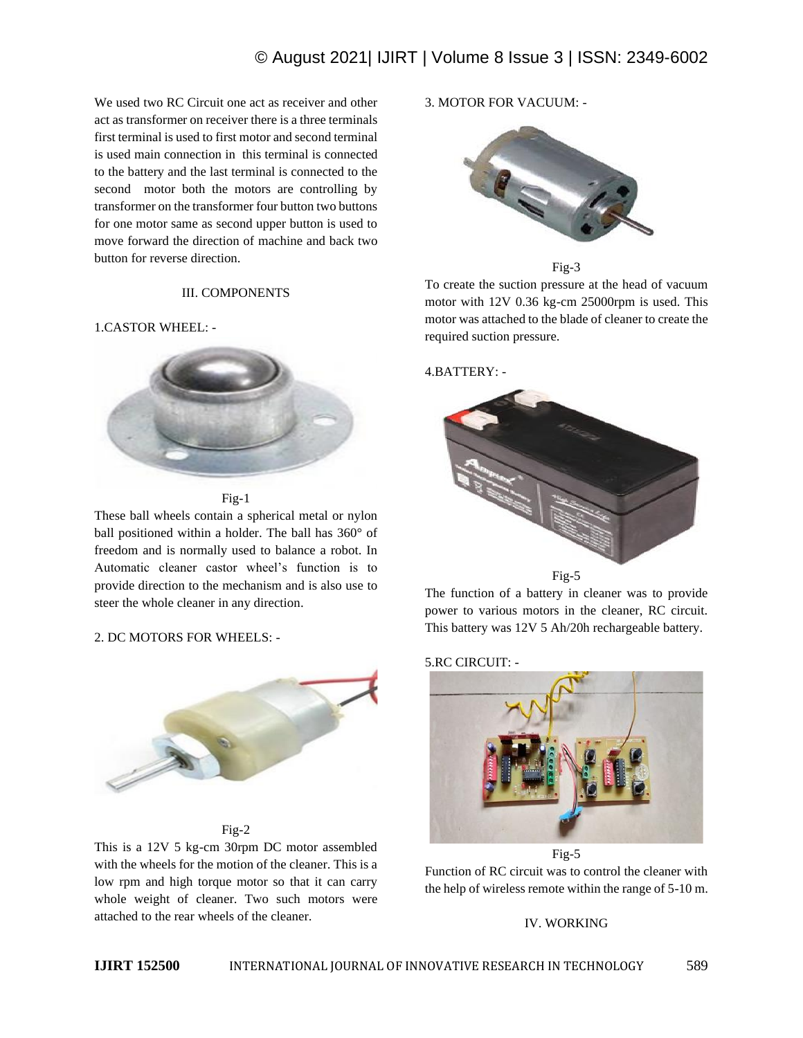We used two RC Circuit one act as receiver and other act as transformer on receiver there is a three terminals first terminal is used to first motor and second terminal is used main connection in this terminal is connected to the battery and the last terminal is connected to the second motor both the motors are controlling by transformer on the transformer four button two buttons for one motor same as second upper button is used to move forward the direction of machine and back two button for reverse direction.

## III. COMPONENTS

### 1.CASTOR WHEEL: -

Fig-1

These ball wheels contain a spherical metal or nylon ball positioned within a holder. The ball has 360° of freedom and is normally used to balance a robot. In Automatic cleaner castor wheel's function is to provide direction to the mechanism and is also use to steer the whole cleaner in any direction.

### 2. DC MOTORS FOR WHEELS: -

Fig-2

This is a 12V 5 kg-cm 30rpm DC motor assembled with the wheels for the motion of the cleaner. This is a low rpm and high torque motor so that it can carry whole weight of cleaner. Two such motors were attached to the rear wheels of the cleaner.

### 3. MOTOR FOR VACUUM: -

Fig-3

To create the suction pressure at the head of vacuum motor with 12V 0.36 kg-cm 25000rpm is used. This motor was attached to the blade of cleaner to create the required suction pressure.

### 4.BATTERY: -

Fig-5

The function of a battery in cleaner was to provide power to various motors in the cleaner, RC circuit. This battery was 12V 5 Ah/20h rechargeable battery.

### 5.RC CIRCUIT: -

Fig-5

Function of RC circuit was to control the cleaner with the help of wireless remote within the range of 5-10 m.

## IV. WORKING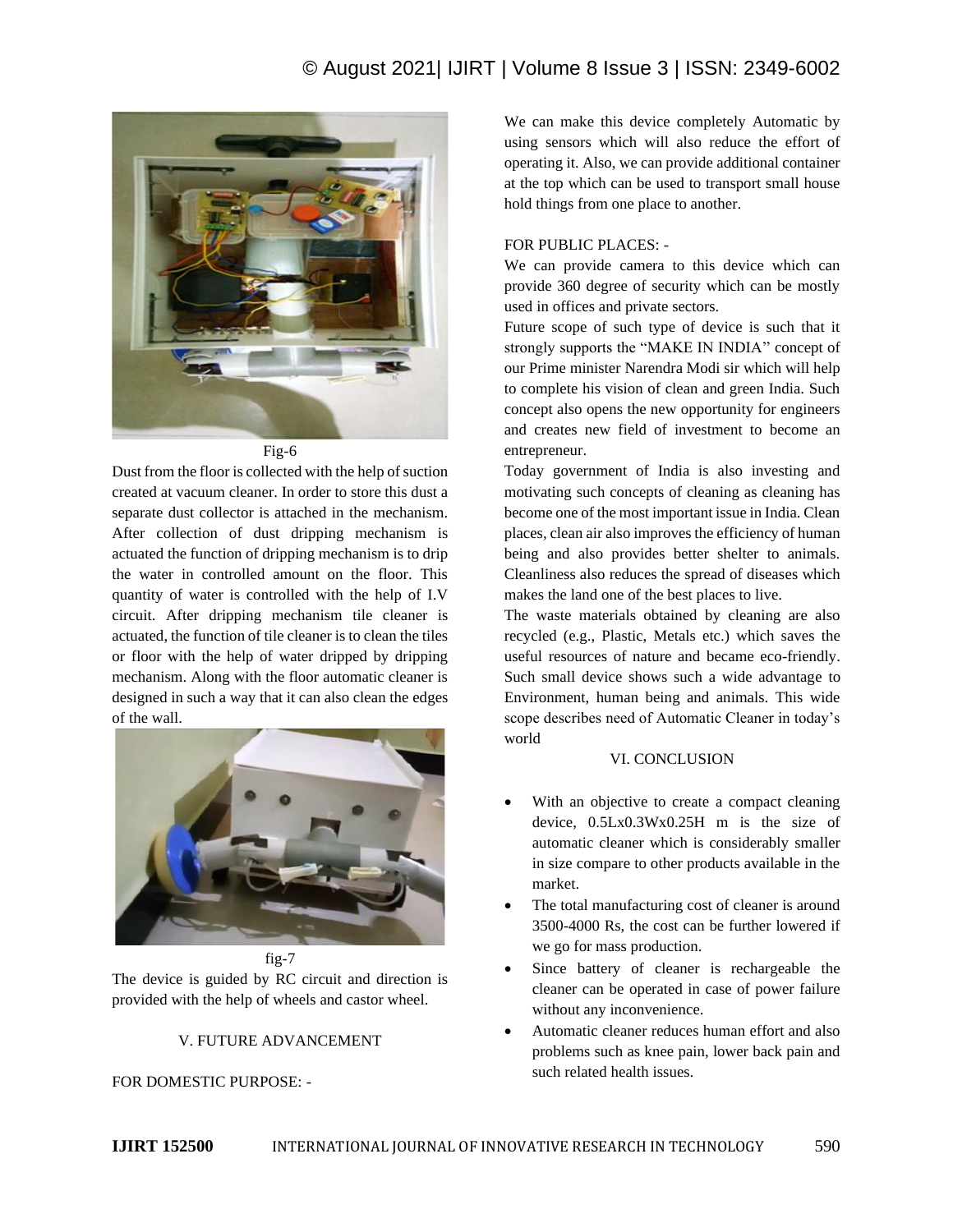Fig-6

Dust from the floor is collected with the help of suction created at vacuum cleaner. In order to store this dust a separate dust collector is attached in the mechanism. After collection of dust dripping mechanism is actuated the function of dripping mechanism is to drip the water in controlled amount on the floor. This quantity of water is controlled with the help of I.V circuit. After dripping mechanism tile cleaner is actuated, the function of tile cleaner is to clean the tiles or floor with the help of water dripped by dripping mechanism. Along with the floor automatic cleaner is designed in such a way that it can also clean the edges of the wall.

fig-7

The device is guided by RC circuit and direction is provided with the help of wheels and castor wheel.

## V. FUTURE ADVANCEMENT

FOR DOMESTIC PURPOSE: -

We can make this device completely Automatic by using sensors which will also reduce the effort of operating it. Also, we can provide additional container at the top which can be used to transport small house hold things from one place to another.

FOR PUBLIC PLACES: -

We can provide camera to this device which can provide 360 degree of security which can be mostly used in offices and private sectors.

Future scope of such type of device is such that it strongly supports the "MAKE IN INDIA" concept of our Prime minister Narendra Modi sir which will help to complete his vision of clean and green India. Such concept also opens the new opportunity for engineers and creates new field of investment to become an entrepreneur.

Today government of India is also investing and motivating such concepts of cleaning as cleaning has become one of the most important issue in India. Clean places, clean air also improves the efficiency of human being and also provides better shelter to animals. Cleanliness also reduces the spread of diseases which makes the land one of the best places to live.

The waste materials obtained by cleaning are also recycled (e.g., Plastic, Metals etc.) which saves the useful resources of nature and became eco-friendly. Such small device shows such a wide advantage to Environment, human being and animals. This wide scope describes need of Automatic Cleaner in today's world

## VI. CONCLUSION

- With an objective to create a compact cleaning device, 0.5Lx0.3Wx0.25H m is the size of automatic cleaner which is considerably smaller in size compare to other products available in the market.
- The total manufacturing cost of cleaner is around 3500-4000 Rs, the cost can be further lowered if we go for mass production.
- Since battery of cleaner is rechargeable the cleaner can be operated in case of power failure without any inconvenience.
- Automatic cleaner reduces human effort and also problems such as knee pain, lower back pain and such related health issues.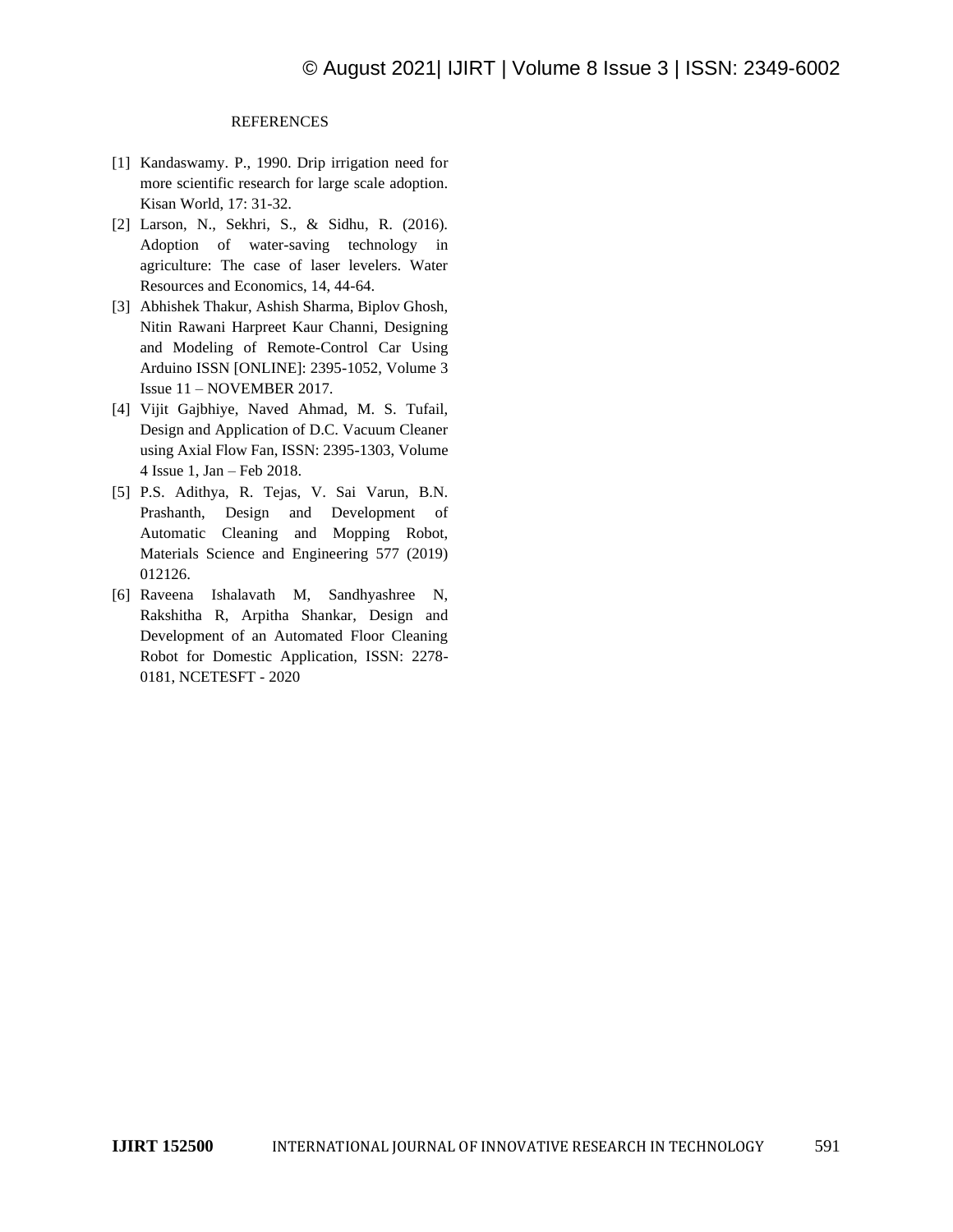## REFERENCES

[1] Kandaswamy. P., 1990. Drip irrigation need for more scientific research for large scale adoption. Kisan World, 17: 31-32.

[2] Larson, N., Sekhri, S., & Sidhu, R. (2016). Adoption of water-saving technology in agriculture: The case of laser levelers. Water Resources and Economics, 14, 44-64.

[3] Abhishek Thakur, Ashish Sharma, Biplov Ghosh, Nitin Rawani Harpreet Kaur Channi, Designing and Modeling of Remote-Control Car Using Arduino ISSN [ONLINE]: 2395-1052, Volume 3 Issue 11 – NOVEMBER 2017.

[4] Vijit Gajbhiye, Naved Ahmad, M. S. Tufail, Design and Application of D.C. Vacuum Cleaner using Axial Flow Fan, ISSN: 2395-1303, Volume 4 Issue 1, Jan – Feb 2018.

[5] P.S. Adithya, R. Tejas, V. Sai Varun, B.N. Prashanth, Design and Development of Automatic Cleaning and Mopping Robot, Materials Science and Engineering 577 (2019) 012126.

[6] Raveena Ishalavath M, Sandhyashree N, Rakshitha R, Arpitha Shankar, Design and Development of an Automated Floor Cleaning Robot for Domestic Application, ISSN: 2278-0181, NCETESFT - 2020